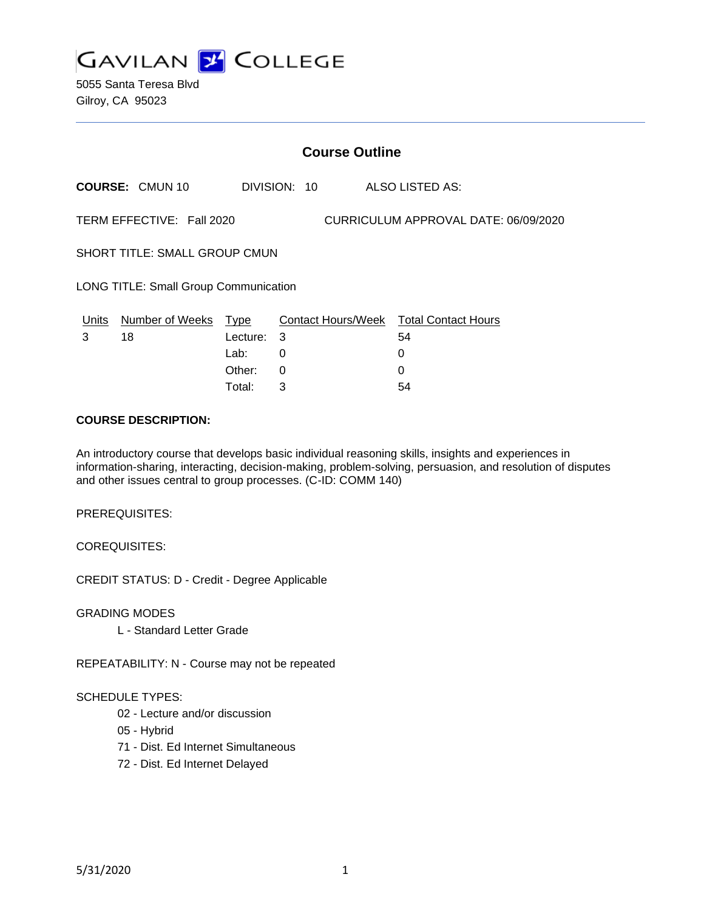# GAVILAN COLLEGE

5055 Santa Teresa Blvd
Gilroy, CA 95023

## Course Outline

**COURSE:** CMUN 10 DIVISION: 10 ALSO LISTED AS:

TERM EFFECTIVE: Fall 2020 CURRICULUM APPROVAL DATE: 06/09/2020

SHORT TITLE: SMALL GROUP CMUN

LONG TITLE: Small Group Communication

| Units | Number of Weeks | Type | Contact Hours/Week | Total Contact Hours |
|---|---|---|---|---|
| 3 | 18 | Lecture: | 3 | 54 |
| | | Lab: | 0 | 0 |
| | | Other: | 0 | 0 |
| | | Total: | 3 | 54 |

**COURSE DESCRIPTION:**

An introductory course that develops basic individual reasoning skills, insights and experiences in information-sharing, interacting, decision-making, problem-solving, persuasion, and resolution of disputes and other issues central to group processes. (C-ID: COMM 140)

PREREQUISITES:

COREQUISITES:

CREDIT STATUS: D - Credit - Degree Applicable

GRADING MODES

L - Standard Letter Grade

REPEATABILITY: N - Course may not be repeated

SCHEDULE TYPES:

02 - Lecture and/or discussion
05 - Hybrid
71 - Dist. Ed Internet Simultaneous
72 - Dist. Ed Internet Delayed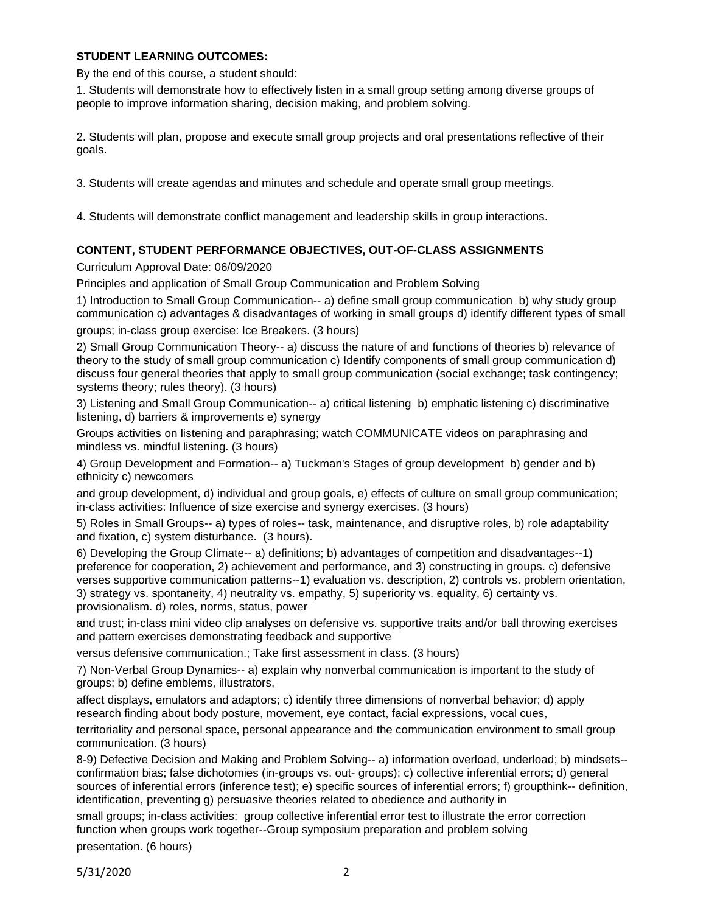**STUDENT LEARNING OUTCOMES:**

By the end of this course, a student should:

1. Students will demonstrate how to effectively listen in a small group setting among diverse groups of people to improve information sharing, decision making, and problem solving.

2. Students will plan, propose and execute small group projects and oral presentations reflective of their goals.

3. Students will create agendas and minutes and schedule and operate small group meetings.

4. Students will demonstrate conflict management and leadership skills in group interactions.

**CONTENT, STUDENT PERFORMANCE OBJECTIVES, OUT-OF-CLASS ASSIGNMENTS**

Curriculum Approval Date: 06/09/2020

Principles and application of Small Group Communication and Problem Solving

1) Introduction to Small Group Communication-- a) define small group communication b) why study group communication c) advantages & disadvantages of working in small groups d) identify different types of small groups; in-class group exercise: Ice Breakers. (3 hours)

2) Small Group Communication Theory-- a) discuss the nature of and functions of theories b) relevance of theory to the study of small group communication c) Identify components of small group communication d) discuss four general theories that apply to small group communication (social exchange; task contingency; systems theory; rules theory). (3 hours)

3) Listening and Small Group Communication-- a) critical listening b) emphatic listening c) discriminative listening, d) barriers & improvements e) synergy

Groups activities on listening and paraphrasing; watch COMMUNICATE videos on paraphrasing and mindless vs. mindful listening. (3 hours)

4) Group Development and Formation-- a) Tuckman's Stages of group development b) gender and b) ethnicity c) newcomers

and group development, d) individual and group goals, e) effects of culture on small group communication; in-class activities: Influence of size exercise and synergy exercises. (3 hours)

5) Roles in Small Groups-- a) types of roles-- task, maintenance, and disruptive roles, b) role adaptability and fixation, c) system disturbance. (3 hours).

6) Developing the Group Climate-- a) definitions; b) advantages of competition and disadvantages--1) preference for cooperation, 2) achievement and performance, and 3) constructing in groups. c) defensive verses supportive communication patterns--1) evaluation vs. description, 2) controls vs. problem orientation, 3) strategy vs. spontaneity, 4) neutrality vs. empathy, 5) superiority vs. equality, 6) certainty vs. provisionalism. d) roles, norms, status, power

and trust; in-class mini video clip analyses on defensive vs. supportive traits and/or ball throwing exercises and pattern exercises demonstrating feedback and supportive

versus defensive communication.; Take first assessment in class. (3 hours)

7) Non-Verbal Group Dynamics-- a) explain why nonverbal communication is important to the study of groups; b) define emblems, illustrators,

affect displays, emulators and adaptors; c) identify three dimensions of nonverbal behavior; d) apply research finding about body posture, movement, eye contact, facial expressions, vocal cues,

territoriality and personal space, personal appearance and the communication environment to small group communication. (3 hours)

8-9) Defective Decision and Making and Problem Solving-- a) information overload, underload; b) mindsets-- confirmation bias; false dichotomies (in-groups vs. out- groups); c) collective inferential errors; d) general sources of inferential errors (inference test); e) specific sources of inferential errors; f) groupthink-- definition, identification, preventing g) persuasive theories related to obedience and authority in

small groups; in-class activities: group collective inferential error test to illustrate the error correction function when groups work together--Group symposium preparation and problem solving

presentation. (6 hours)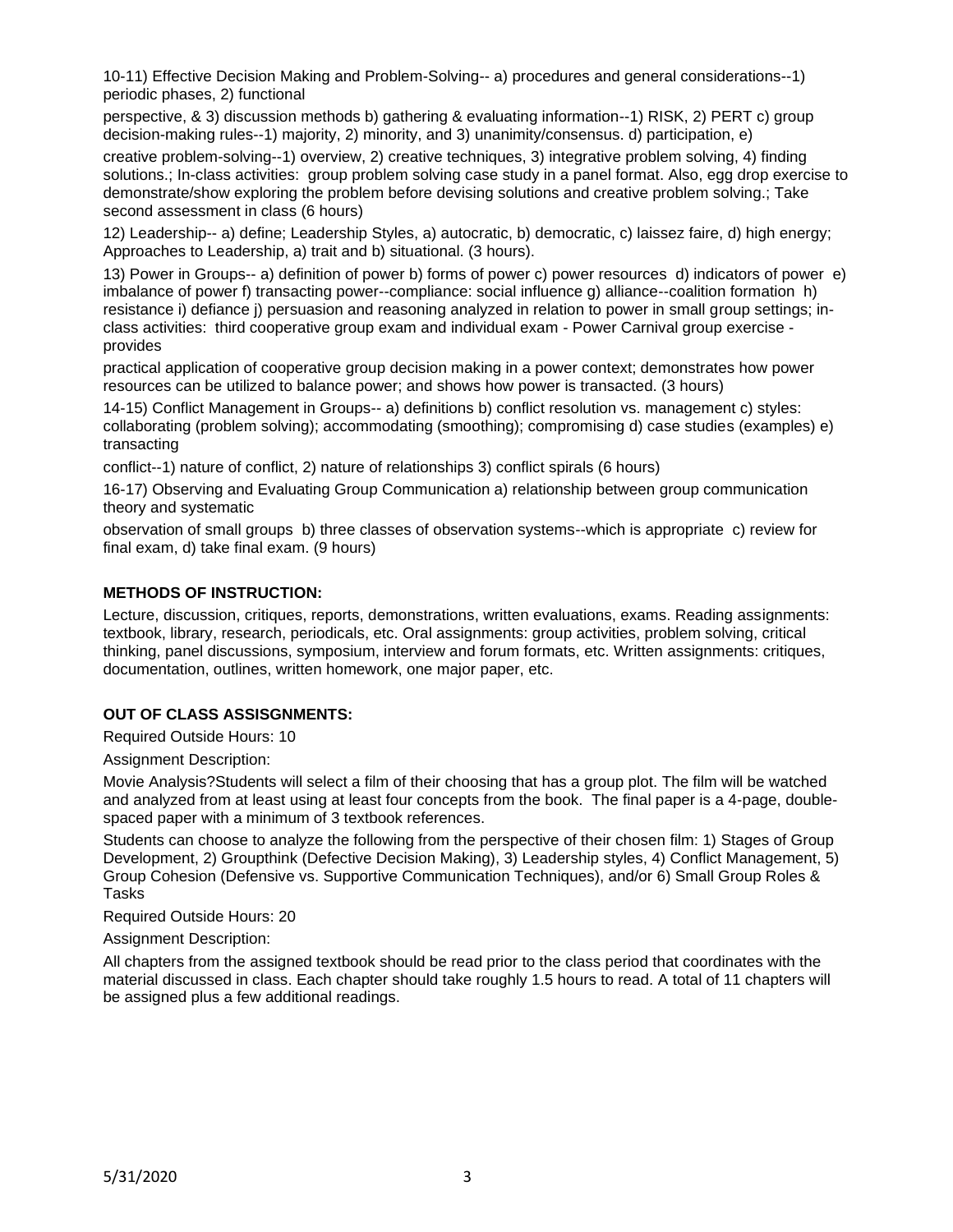10-11) Effective Decision Making and Problem-Solving-- a) procedures and general considerations--1) periodic phases, 2) functional perspective, & 3) discussion methods b) gathering & evaluating information--1) RISK, 2) PERT c) group decision-making rules--1) majority, 2) minority, and 3) unanimity/consensus. d) participation, e) creative problem-solving--1) overview, 2) creative techniques, 3) integrative problem solving, 4) finding solutions.; In-class activities: group problem solving case study in a panel format. Also, egg drop exercise to demonstrate/show exploring the problem before devising solutions and creative problem solving.; Take second assessment in class (6 hours)

12) Leadership-- a) define; Leadership Styles, a) autocratic, b) democratic, c) laissez faire, d) high energy; Approaches to Leadership, a) trait and b) situational. (3 hours).

13) Power in Groups-- a) definition of power b) forms of power c) power resources d) indicators of power e) imbalance of power f) transacting power--compliance: social influence g) alliance--coalition formation h) resistance i) defiance j) persuasion and reasoning analyzed in relation to power in small group settings; in-class activities: third cooperative group exam and individual exam - Power Carnival group exercise - provides practical application of cooperative group decision making in a power context; demonstrates how power resources can be utilized to balance power; and shows how power is transacted. (3 hours)

14-15) Conflict Management in Groups-- a) definitions b) conflict resolution vs. management c) styles: collaborating (problem solving); accommodating (smoothing); compromising d) case studies (examples) e) transacting conflict--1) nature of conflict, 2) nature of relationships 3) conflict spirals (6 hours)

16-17) Observing and Evaluating Group Communication a) relationship between group communication theory and systematic observation of small groups b) three classes of observation systems--which is appropriate c) review for final exam, d) take final exam. (9 hours)

**METHODS OF INSTRUCTION:**

Lecture, discussion, critiques, reports, demonstrations, written evaluations, exams. Reading assignments: textbook, library, research, periodicals, etc. Oral assignments: group activities, problem solving, critical thinking, panel discussions, symposium, interview and forum formats, etc. Written assignments: critiques, documentation, outlines, written homework, one major paper, etc.

**OUT OF CLASS ASSISGNMENTS:**

Required Outside Hours: 10

Assignment Description:

Movie Analysis?Students will select a film of their choosing that has a group plot. The film will be watched and analyzed from at least using at least four concepts from the book. The final paper is a 4-page, double-spaced paper with a minimum of 3 textbook references.

Students can choose to analyze the following from the perspective of their chosen film: 1) Stages of Group Development, 2) Groupthink (Defective Decision Making), 3) Leadership styles, 4) Conflict Management, 5) Group Cohesion (Defensive vs. Supportive Communication Techniques), and/or 6) Small Group Roles & Tasks

Required Outside Hours: 20

Assignment Description:

All chapters from the assigned textbook should be read prior to the class period that coordinates with the material discussed in class. Each chapter should take roughly 1.5 hours to read. A total of 11 chapters will be assigned plus a few additional readings.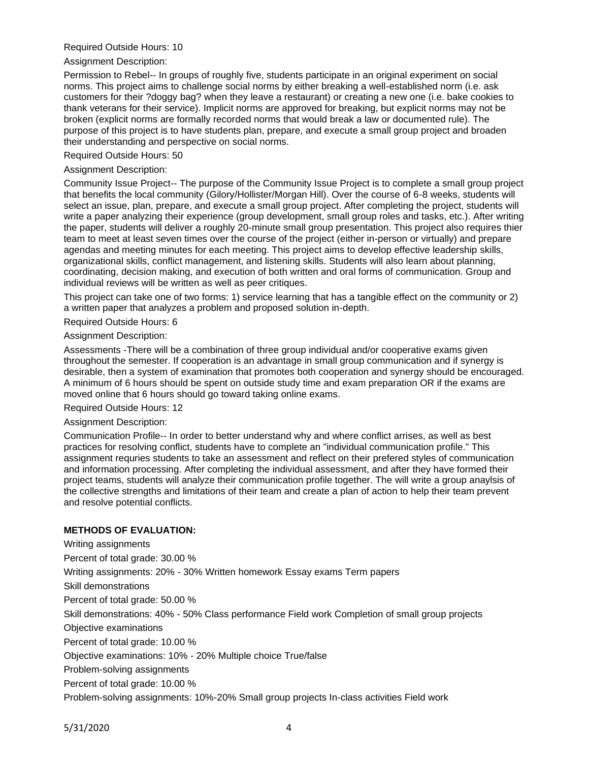Required Outside Hours: 10

Assignment Description:

Permission to Rebel-- In groups of roughly five, students participate in an original experiment on social norms. This project aims to challenge social norms by either breaking a well-established norm (i.e. ask customers for their ?doggy bag? when they leave a restaurant) or creating a new one (i.e. bake cookies to thank veterans for their service). Implicit norms are approved for breaking, but explicit norms may not be broken (explicit norms are formally recorded norms that would break a law or documented rule). The purpose of this project is to have students plan, prepare, and execute a small group project and broaden their understanding and perspective on social norms.

Required Outside Hours: 50

Assignment Description:

Community Issue Project-- The purpose of the Community Issue Project is to complete a small group project that benefits the local community (Gilory/Hollister/Morgan Hill). Over the course of 6-8 weeks, students will select an issue, plan, prepare, and execute a small group project. After completing the project, students will write a paper analyzing their experience (group development, small group roles and tasks, etc.). After writing the paper, students will deliver a roughly 20-minute small group presentation. This project also requires thier team to meet at least seven times over the course of the project (either in-person or virtually) and prepare agendas and meeting minutes for each meeting. This project aims to develop effective leadership skills, organizational skills, conflict management, and listening skills. Students will also learn about planning, coordinating, decision making, and execution of both written and oral forms of communication. Group and individual reviews will be written as well as peer critiques.

This project can take one of two forms: 1) service learning that has a tangible effect on the community or 2) a written paper that analyzes a problem and proposed solution in-depth.

Required Outside Hours: 6

Assignment Description:

Assessments -There will be a combination of three group individual and/or cooperative exams given throughout the semester. If cooperation is an advantage in small group communication and if synergy is desirable, then a system of examination that promotes both cooperation and synergy should be encouraged. A minimum of 6 hours should be spent on outside study time and exam preparation OR if the exams are moved online that 6 hours should go toward taking online exams.

Required Outside Hours: 12

Assignment Description:

Communication Profile-- In order to better understand why and where conflict arrises, as well as best practices for resolving conflict, students have to complete an "individual communication profile." This assignment requries students to take an assessment and reflect on their prefered styles of communication and information processing. After completing the individual assessment, and after they have formed their project teams, students will analyze their communication profile together. The will write a group anaylsis of the collective strengths and limitations of their team and create a plan of action to help their team prevent and resolve potential conflicts.

**METHODS OF EVALUATION:**

Writing assignments

Percent of total grade: 30.00 %

Writing assignments: 20% - 30% Written homework Essay exams Term papers

Skill demonstrations

Percent of total grade: 50.00 %

Skill demonstrations: 40% - 50% Class performance Field work Completion of small group projects

Objective examinations

Percent of total grade: 10.00 %

Objective examinations: 10% - 20% Multiple choice True/false

Problem-solving assignments

Percent of total grade: 10.00 %

Problem-solving assignments: 10%-20% Small group projects In-class activities Field work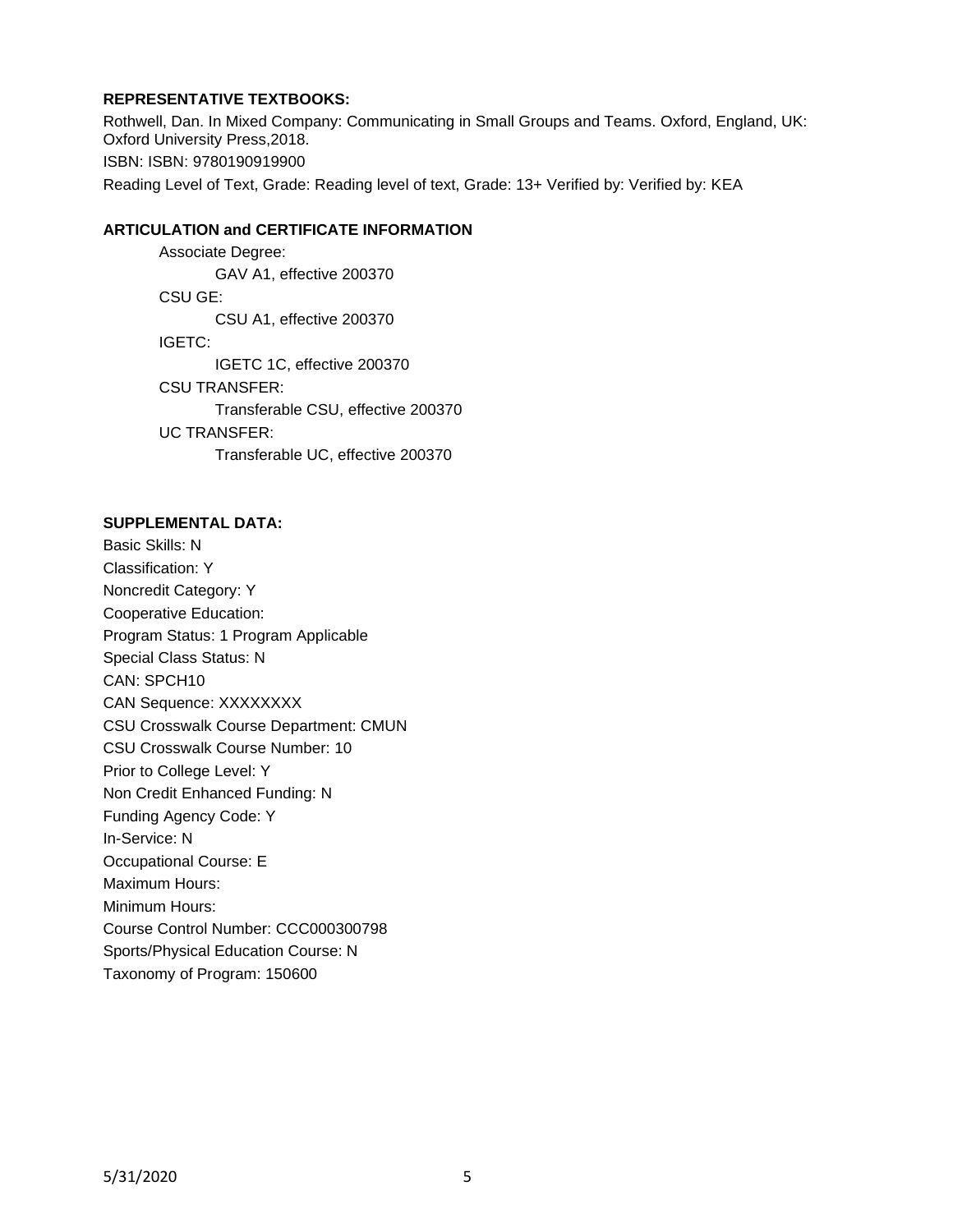**REPRESENTATIVE TEXTBOOKS:**

Rothwell, Dan. In Mixed Company: Communicating in Small Groups and Teams. Oxford, England, UK: Oxford University Press,2018.

ISBN: ISBN: 9780190919900

Reading Level of Text, Grade: Reading level of text, Grade: 13+ Verified by: Verified by: KEA

**ARTICULATION and CERTIFICATE INFORMATION**

Associate Degree:

GAV A1, effective 200370

CSU GE:

CSU A1, effective 200370

IGETC:

IGETC 1C, effective 200370

CSU TRANSFER:

Transferable CSU, effective 200370

UC TRANSFER:

Transferable UC, effective 200370

**SUPPLEMENTAL DATA:**

Basic Skills: N

Classification: Y

Noncredit Category: Y

Cooperative Education:

Program Status: 1 Program Applicable

Special Class Status: N

CAN: SPCH10

CAN Sequence: XXXXXXXX

CSU Crosswalk Course Department: CMUN

CSU Crosswalk Course Number: 10

Prior to College Level: Y

Non Credit Enhanced Funding: N

Funding Agency Code: Y

In-Service: N

Occupational Course: E

Maximum Hours:

Minimum Hours:

Course Control Number: CCC000300798

Sports/Physical Education Course: N

Taxonomy of Program: 150600